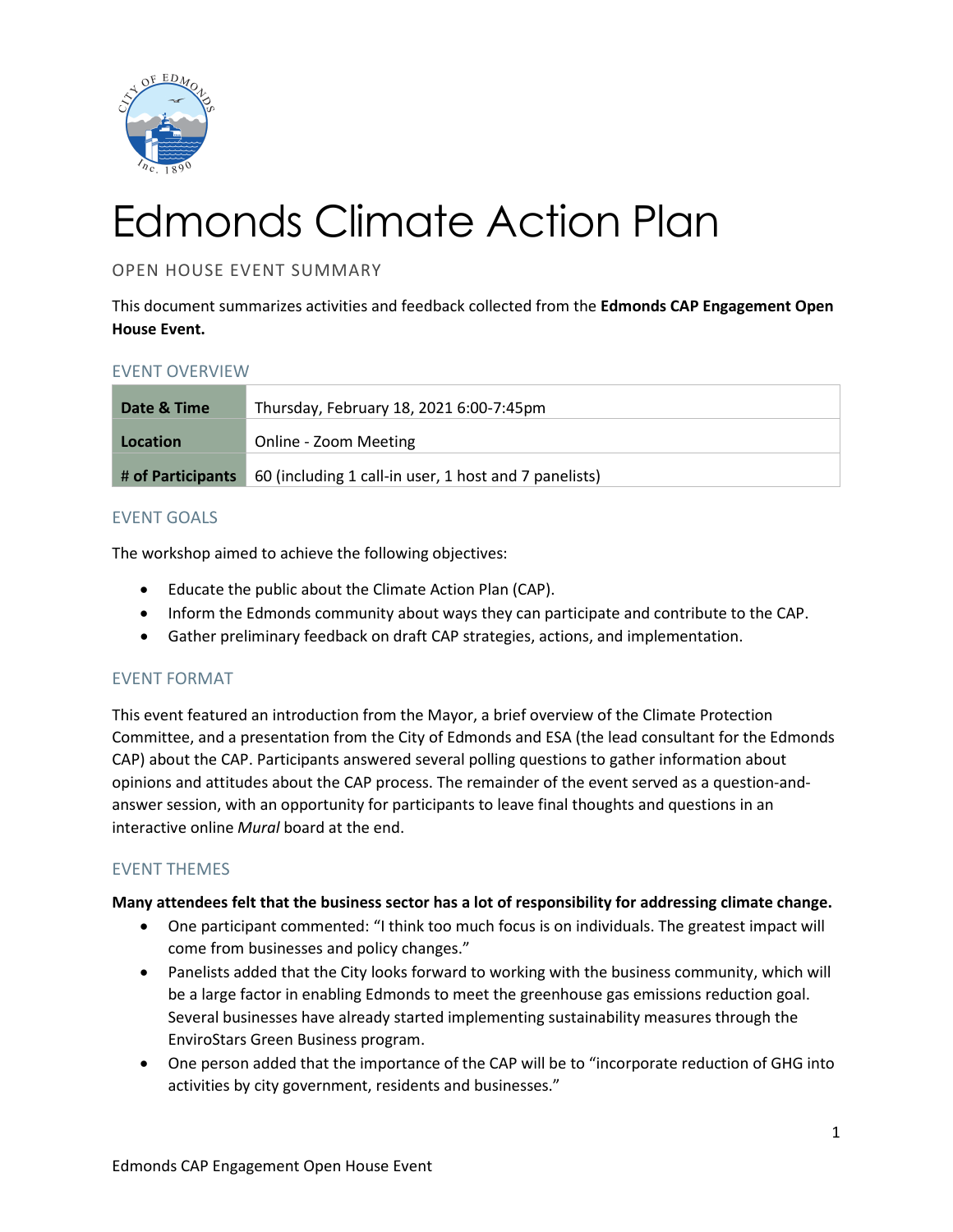# Edmonds Climate Action Plan

## OPEN HOUSE EVENT SUMMARY

This document summarizes activities and feedback collected from the **Edmonds CAP Engagement Open House Event.**

### EVENT OVERVIEW

| | |
|---|---|
| **Date & Time** | Thursday, February 18, 2021 6:00-7:45pm |
| **Location** | Online - Zoom Meeting |
| **# of Participants** | 60 (including 1 call-in user, 1 host and 7 panelists) |

### EVENT GOALS

The workshop aimed to achieve the following objectives:

- Educate the public about the Climate Action Plan (CAP).
- Inform the Edmonds community about ways they can participate and contribute to the CAP.
- Gather preliminary feedback on draft CAP strategies, actions, and implementation.

### EVENT FORMAT

This event featured an introduction from the Mayor, a brief overview of the Climate Protection Committee, and a presentation from the City of Edmonds and ESA (the lead consultant for the Edmonds CAP) about the CAP. Participants answered several polling questions to gather information about opinions and attitudes about the CAP process. The remainder of the event served as a question-and-answer session, with an opportunity for participants to leave final thoughts and questions in an interactive online *Mural* board at the end.

### EVENT THEMES

**Many attendees felt that the business sector has a lot of responsibility for addressing climate change.**

- One participant commented: "I think too much focus is on individuals. The greatest impact will come from businesses and policy changes."
- Panelists added that the City looks forward to working with the business community, which will be a large factor in enabling Edmonds to meet the greenhouse gas emissions reduction goal. Several businesses have already started implementing sustainability measures through the EnviroStars Green Business program.
- One person added that the importance of the CAP will be to "incorporate reduction of GHG into activities by city government, residents and businesses."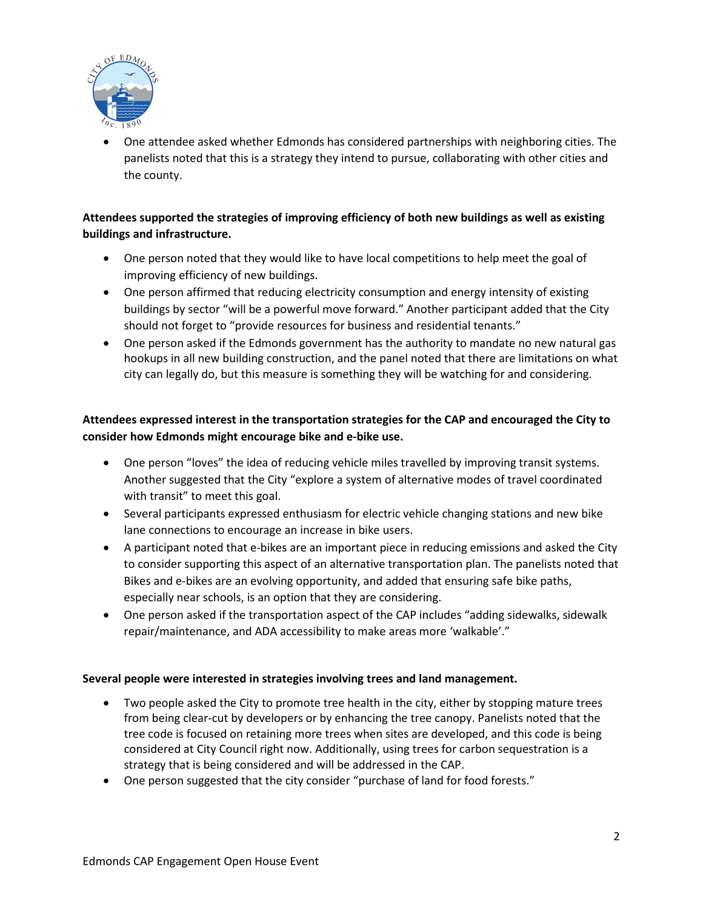- One attendee asked whether Edmonds has considered partnerships with neighboring cities. The panelists noted that this is a strategy they intend to pursue, collaborating with other cities and the county.

**Attendees supported the strategies of improving efficiency of both new buildings as well as existing buildings and infrastructure.**

- One person noted that they would like to have local competitions to help meet the goal of improving efficiency of new buildings.
- One person affirmed that reducing electricity consumption and energy intensity of existing buildings by sector "will be a powerful move forward." Another participant added that the City should not forget to "provide resources for business and residential tenants."
- One person asked if the Edmonds government has the authority to mandate no new natural gas hookups in all new building construction, and the panel noted that there are limitations on what city can legally do, but this measure is something they will be watching for and considering.

**Attendees expressed interest in the transportation strategies for the CAP and encouraged the City to consider how Edmonds might encourage bike and e-bike use.**

- One person "loves" the idea of reducing vehicle miles travelled by improving transit systems. Another suggested that the City "explore a system of alternative modes of travel coordinated with transit" to meet this goal.
- Several participants expressed enthusiasm for electric vehicle changing stations and new bike lane connections to encourage an increase in bike users.
- A participant noted that e-bikes are an important piece in reducing emissions and asked the City to consider supporting this aspect of an alternative transportation plan. The panelists noted that Bikes and e-bikes are an evolving opportunity, and added that ensuring safe bike paths, especially near schools, is an option that they are considering.
- One person asked if the transportation aspect of the CAP includes "adding sidewalks, sidewalk repair/maintenance, and ADA accessibility to make areas more 'walkable'."

**Several people were interested in strategies involving trees and land management.**

- Two people asked the City to promote tree health in the city, either by stopping mature trees from being clear-cut by developers or by enhancing the tree canopy. Panelists noted that the tree code is focused on retaining more trees when sites are developed, and this code is being considered at City Council right now. Additionally, using trees for carbon sequestration is a strategy that is being considered and will be addressed in the CAP.
- One person suggested that the city consider "purchase of land for food forests."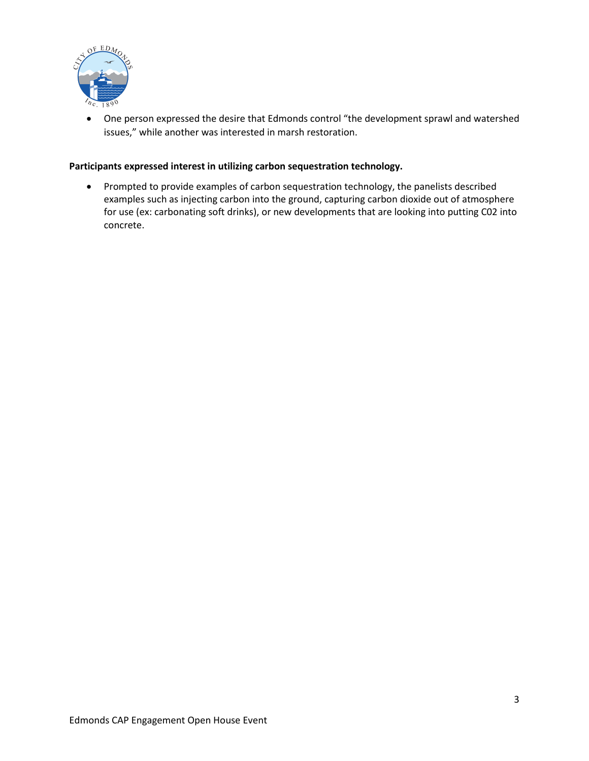- One person expressed the desire that Edmonds control "the development sprawl and watershed issues," while another was interested in marsh restoration.

**Participants expressed interest in utilizing carbon sequestration technology.**

- Prompted to provide examples of carbon sequestration technology, the panelists described examples such as injecting carbon into the ground, capturing carbon dioxide out of atmosphere for use (ex: carbonating soft drinks), or new developments that are looking into putting C02 into concrete.